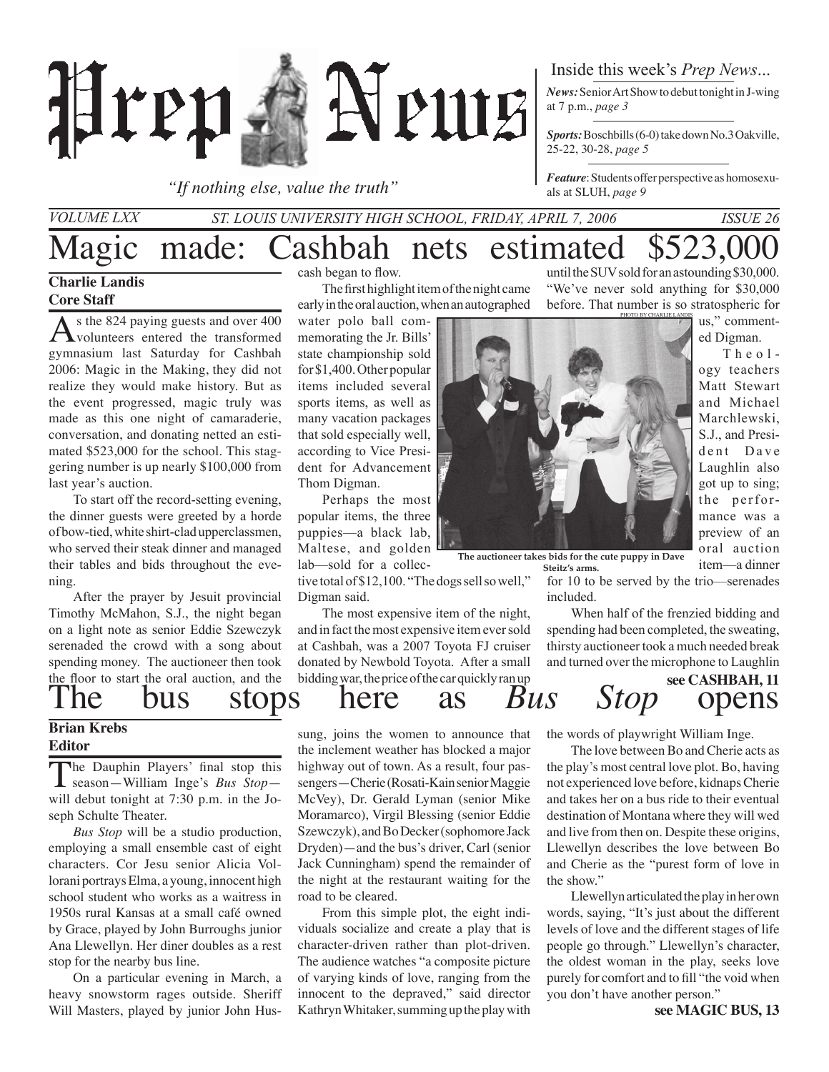# Prep News

*"If nothing else, value the truth"*

Inside this week's *Prep News*...

***News:*** Senior Art Show to debut tonight in J-wing at 7 p.m., *page 3*

***Sports:*** Boschbills (6-0) take down No.3 Oakville, 25-22, 30-28, *page 5*

***Feature***: Students offer perspective as homosexuals at SLUH, *page 9*

*VOLUME LXX* *ST. LOUIS UNIVERSITY HIGH SCHOOL, FRIDAY, APRIL 7, 2006* *ISSUE 26*

# Magic made: Cashbah nets estimated $523,000

**Charlie Landis**
**Core Staff**

As the 824 paying guests and over 400 volunteers entered the transformed gymnasium last Saturday for Cashbah 2006: Magic in the Making, they did not realize they would make history. But as the event progressed, magic truly was made as this one night of camaraderie, conversation, and donating netted an estimated $523,000 for the school. This staggering number is up nearly $100,000 from last year's auction.

To start off the record-setting evening, the dinner guests were greeted by a horde of bow-tied, white shirt-clad upperclassmen, who served their steak dinner and managed their tables and bids throughout the evening.

After the prayer by Jesuit provincial Timothy McMahon, S.J., the night began on a light note as senior Eddie Szewczyk serenaded the crowd with a song about spending money. The auctioneer then took the floor to start the oral auction, and the cash began to flow.

The first highlight item of the night came early in the oral auction, when an autographed water polo ball commemorating the Jr. Bills' state championship sold for $1,400. Other popular items included several sports items, as well as many vacation packages that sold especially well, according to Vice President for Advancement Thom Digman.

Perhaps the most popular items, the three puppies—a black lab, Maltese, and golden lab—sold for a collective total of $12,100. "The dogs sell so well," Digman said.

The most expensive item of the night, and in fact the most expensive item ever sold at Cashbah, was a 2007 Toyota FJ cruiser donated by Newbold Toyota. After a small bidding war, the price of the car quickly ran up until the SUV sold for an astounding $30,000. "We've never sold anything for $30,000 before. That number is so stratospheric for us," commented Digman.

PHOTO BY CHARLIE LANDIS

**The auctioneer takes bids for the cute puppy in Dave Steitz's arms.**

Theology teachers Matt Stewart and Michael Marchlewski, S.J., and President Dave Laughlin also got up to sing; the performance was a preview of an oral auction item—a dinner for 10 to be served by the trio—serenades included.

When half of the frenzied bidding and spending had been completed, the sweating, thirsty auctioneer took a much needed break and turned over the microphone to Laughlin

**see CASHBAH, 11**

# The bus stops here as *Bus Stop* opens

**Brian Krebs**
**Editor**

The Dauphin Players' final stop this season—William Inge's *Bus Stop*—will debut tonight at 7:30 p.m. in the Joseph Schulte Theater.

*Bus Stop* will be a studio production, employing a small ensemble cast of eight characters. Cor Jesu senior Alicia Vollorani portrays Elma, a young, innocent high school student who works as a waitress in 1950s rural Kansas at a small café owned by Grace, played by John Burroughs junior Ana Llewellyn. Her diner doubles as a rest stop for the nearby bus line.

On a particular evening in March, a heavy snowstorm rages outside. Sheriff Will Masters, played by junior John Hussung, joins the women to announce that the inclement weather has blocked a major highway out of town. As a result, four passengers—Cherie (Rosati-Kain senior Maggie McVey), Dr. Gerald Lyman (senior Mike Moramarco), Virgil Blessing (senior Eddie Szewczyk), and Bo Decker (sophomore Jack Dryden)—and the bus's driver, Carl (senior Jack Cunningham) spend the remainder of the night at the restaurant waiting for the road to be cleared.

From this simple plot, the eight individuals socialize and create a play that is character-driven rather than plot-driven. The audience watches "a composite picture of varying kinds of love, ranging from the innocent to the depraved," said director Kathryn Whitaker, summing up the play with the words of playwright William Inge.

The love between Bo and Cherie acts as the play's most central love plot. Bo, having not experienced love before, kidnaps Cherie and takes her on a bus ride to their eventual destination of Montana where they will wed and live from then on. Despite these origins, Llewellyn describes the love between Bo and Cherie as the "purest form of love in the show."

Llewellyn articulated the play in her own words, saying, "It's just about the different levels of love and the different stages of life people go through." Llewellyn's character, the oldest woman in the play, seeks love purely for comfort and to fill "the void when you don't have another person."

**see MAGIC BUS, 13**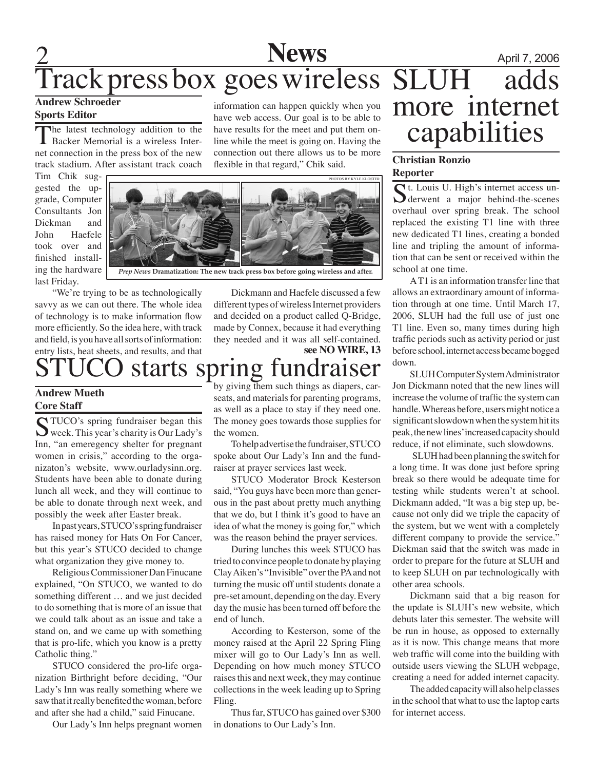# Track press box goes wireless

**Andrew Schroeder**
**Sports Editor**

The latest technology addition to the Backer Memorial is a wireless Internet connection in the press box of the new track stadium. After assistant track coach Tim Chik suggested the upgrade, Computer Consultants Jon Dickman and John Haefele took over and finished installing the hardware last Friday.

"We're trying to be as technologically savvy as we can out there. The whole idea of technology is to make information flow more efficiently. So the idea here, with track and field, is you have all sorts of information: entry lists, heat sheets, and results, and that information can happen quickly when you have web access. Our goal is to be able to have results for the meet and put them online while the meet is going on. Having the connection out there allows us to be more flexible in that regard," Chik said.

PHOTOS BY KYLE KLOSTER

*Prep News* **Dramatization: The new track press box before going wireless and after.**

Dickmann and Haefele discussed a few different types of wireless Internet providers and decided on a product called Q-Bridge, made by Connex, because it had everything they needed and it was all self-contained.

**see NO WIRE, 13**

# STUCO starts spring fundraiser

**Andrew Mueth**
**Core Staff**

STUCO's spring fundraiser began this week. This year's charity is Our Lady's Inn, "an emeregency shelter for pregnant women in crisis," according to the organizaton's website, www.ourladysinn.org. Students have been able to donate during lunch all week, and they will continue to be able to donate through next week, and possibly the week after Easter break.

In past years, STUCO's spring fundraiser has raised money for Hats On For Cancer, but this year's STUCO decided to change what organization they give money to.

Religious Commissioner Dan Finucane explained, "On STUCO, we wanted to do something different … and we just decided to do something that is more of an issue that we could talk about as an issue and take a stand on, and we came up with something that is pro-life, which you know is a pretty Catholic thing."

STUCO considered the pro-life organization Birthright before deciding, "Our Lady's Inn was really something where we saw that it really benefited the woman, before and after she had a child," said Finucane.

Our Lady's Inn helps pregnant women by giving them such things as diapers, carseats, and materials for parenting programs, as well as a place to stay if they need one. The money goes towards those supplies for the women.

To help advertise the fundraiser, STUCO spoke about Our Lady's Inn and the fundraiser at prayer services last week.

STUCO Moderator Brock Kesterson said, "You guys have been more than generous in the past about pretty much anything that we do, but I think it's good to have an idea of what the money is going for," which was the reason behind the prayer services.

During lunches this week STUCO has tried to convince people to donate by playing Clay Aiken's "Invisible" over the PA and not turning the music off until students donate a pre-set amount, depending on the day. Every day the music has been turned off before the end of lunch.

According to Kesterson, some of the money raised at the April 22 Spring Fling mixer will go to Our Lady's Inn as well. Depending on how much money STUCO raises this and next week, they may continue collections in the week leading up to Spring Fling.

Thus far, STUCO has gained over $300 in donations to Our Lady's Inn.

# SLUH adds more internet capabilities

**Christian Ronzio**
**Reporter**

St. Louis U. High's internet access underwent a major behind-the-scenes overhaul over spring break. The school replaced the existing T1 line with three new dedicated T1 lines, creating a bonded line and tripling the amount of information that can be sent or received within the school at one time.

A T1 is an information transfer line that allows an extraordinary amount of information through at one time. Until March 17, 2006, SLUH had the full use of just one T1 line. Even so, many times during high traffic periods such as activity period or just before school, internet access became bogged down.

SLUH Computer System Administrator Jon Dickmann noted that the new lines will increase the volume of traffic the system can handle. Whereas before, users might notice a significant slowdown when the system hit its peak, the new lines' increased capacity should reduce, if not eliminate, such slowdowns.

SLUH had been planning the switch for a long time. It was done just before spring break so there would be adequate time for testing while students weren't at school. Dickmann added, "It was a big step up, because not only did we triple the capacity of the system, but we went with a completely different company to provide the service." Dickman said that the switch was made in order to prepare for the future at SLUH and to keep SLUH on par technologically with other area schools.

Dickmann said that a big reason for the update is SLUH's new website, which debuts later this semester. The website will be run in house, as opposed to externally as it is now. This change means that more web traffic will come into the building with outside users viewing the SLUH webpage, creating a need for added internet capacity.

The added capacity will also help classes in the school that what to use the laptop carts for internet access.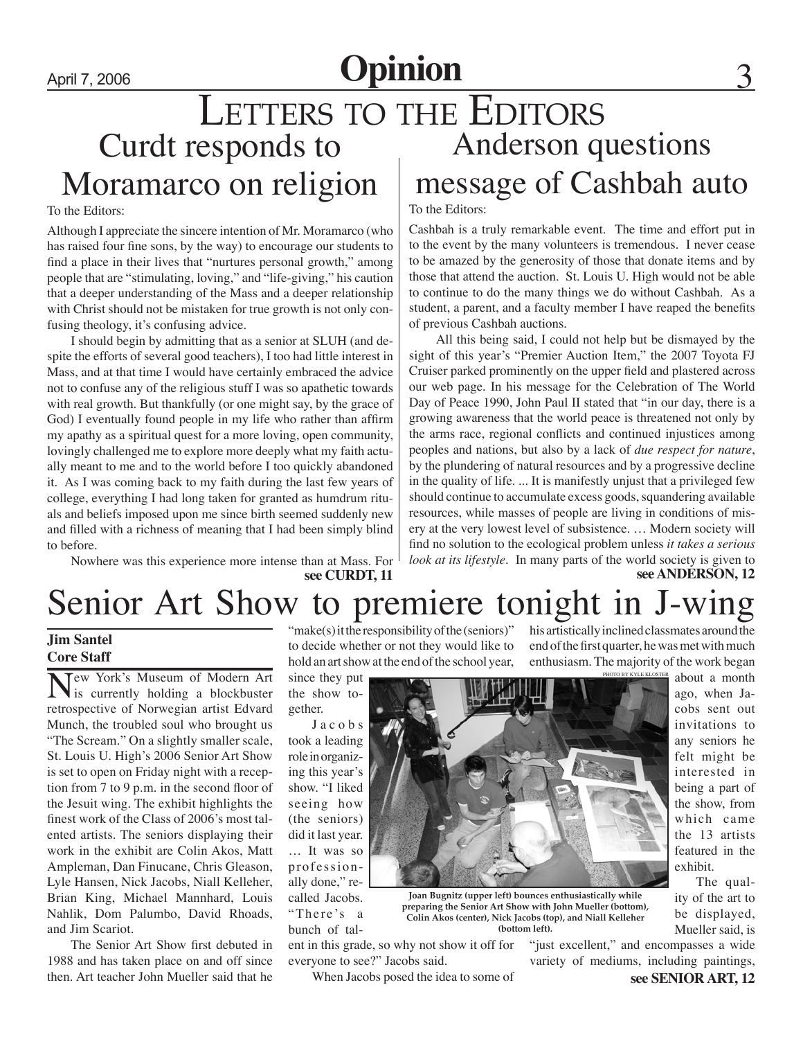# Letters to the Editors

## Curdt responds to Moramarco on religion

To the Editors:

Although I appreciate the sincere intention of Mr. Moramarco (who has raised four fine sons, by the way) to encourage our students to find a place in their lives that "nurtures personal growth," among people that are "stimulating, loving," and "life-giving," his caution that a deeper understanding of the Mass and a deeper relationship with Christ should not be mistaken for true growth is not only confusing theology, it's confusing advice.

I should begin by admitting that as a senior at SLUH (and despite the efforts of several good teachers), I too had little interest in Mass, and at that time I would have certainly embraced the advice not to confuse any of the religious stuff I was so apathetic towards with real growth. But thankfully (or one might say, by the grace of God) I eventually found people in my life who rather than affirm my apathy as a spiritual quest for a more loving, open community, lovingly challenged me to explore more deeply what my faith actually meant to me and to the world before I too quickly abandoned it. As I was coming back to my faith during the last few years of college, everything I had long taken for granted as humdrum rituals and beliefs imposed upon me since birth seemed suddenly new and filled with a richness of meaning that I had been simply blind to before.

Nowhere was this experience more intense than at Mass. For

**see CURDT, 11**

## Anderson questions message of Cashbah auto

To the Editors:

Cashbah is a truly remarkable event. The time and effort put in to the event by the many volunteers is tremendous. I never cease to be amazed by the generosity of those that donate items and by those that attend the auction. St. Louis U. High would not be able to continue to do the many things we do without Cashbah. As a student, a parent, and a faculty member I have reaped the benefits of previous Cashbah auctions.

All this being said, I could not help but be dismayed by the sight of this year's "Premier Auction Item," the 2007 Toyota FJ Cruiser parked prominently on the upper field and plastered across our web page. In his message for the Celebration of The World Day of Peace 1990, John Paul II stated that "in our day, there is a growing awareness that the world peace is threatened not only by the arms race, regional conflicts and continued injustices among peoples and nations, but also by a lack of *due respect for nature*, by the plundering of natural resources and by a progressive decline in the quality of life. ... It is manifestly unjust that a privileged few should continue to accumulate excess goods, squandering available resources, while masses of people are living in conditions of misery at the very lowest level of subsistence. … Modern society will find no solution to the ecological problem unless *it takes a serious look at its lifestyle*. In many parts of the world society is given to

**see ANDERSON, 12**

# Senior Art Show to premiere tonight in J-wing

**Jim Santel**
**Core Staff**

New York's Museum of Modern Art is currently holding a blockbuster retrospective of Norwegian artist Edvard Munch, the troubled soul who brought us "The Scream." On a slightly smaller scale, St. Louis U. High's 2006 Senior Art Show is set to open on Friday night with a reception from 7 to 9 p.m. in the second floor of the Jesuit wing. The exhibit highlights the finest work of the Class of 2006's most talented artists. The seniors displaying their work in the exhibit are Colin Akos, Matt Ampleman, Dan Finucane, Chris Gleason, Lyle Hansen, Nick Jacobs, Niall Kelleher, Brian King, Michael Mannhard, Louis Nahlik, Dom Palumbo, David Rhoads, and Jim Scariot.

The Senior Art Show first debuted in 1988 and has taken place on and off since then. Art teacher John Mueller said that he "make(s) it the responsibility of the (seniors)" to decide whether or not they would like to hold an art show at the end of the school year, since they put the show together.

Jacobs took a leading role in organizing this year's show. "I liked seeing how (the seniors) did it last year. … It was so professionally done," recalled Jacobs. "There's a bunch of talent in this grade, so why not show it off for everyone to see?" Jacobs said.

When Jacobs posed the idea to some of his artistically inclined classmates around the end of the first quarter, he was met with much enthusiasm. The majority of the work began about a month ago, when Jacobs sent out invitations to any seniors he felt might be interested in being a part of the show, from which came the 13 artists featured in the exhibit.

PHOTO BY KYLE KLOSTER

**Joan Bugnitz (upper left) bounces enthusiastically while preparing the Senior Art Show with John Mueller (bottom), Colin Akos (center), Nick Jacobs (top), and Niall Kelleher (bottom left).**

The quality of the art to be displayed, Mueller said, is "just excellent," and encompasses a wide variety of mediums, including paintings,

**see SENIOR ART, 12**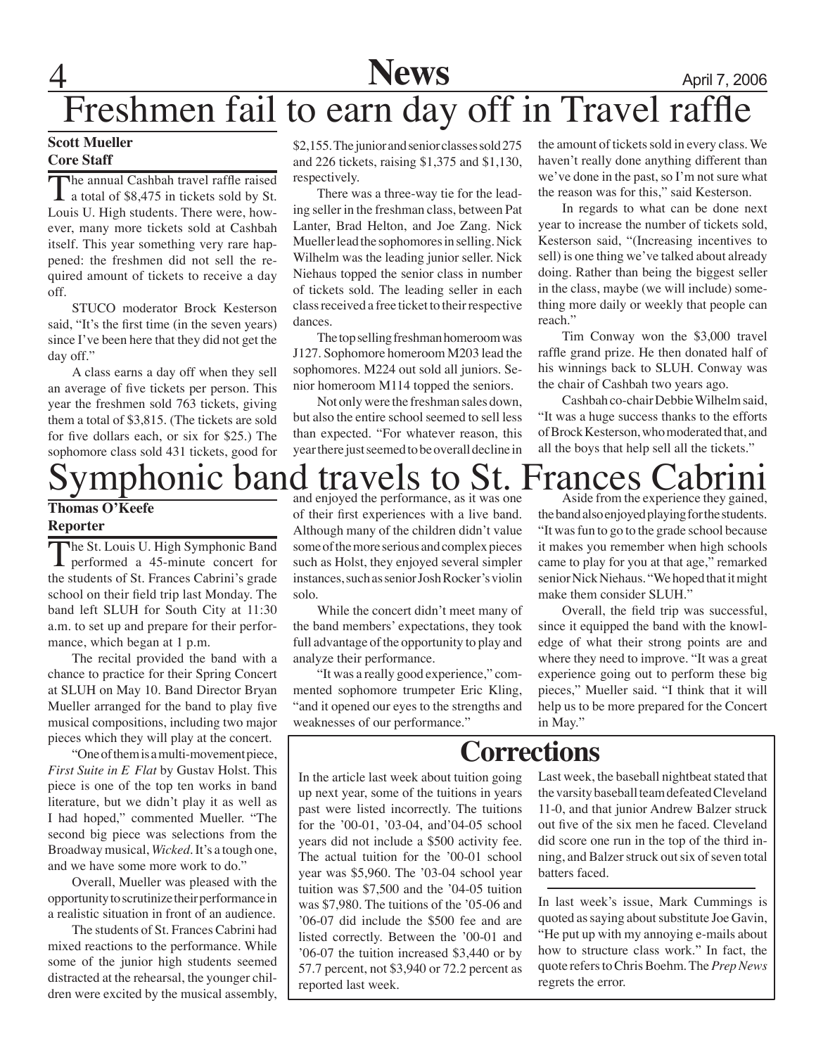# Freshmen fail to earn day off in Travel raffle

**Scott Mueller**
**Core Staff**

The annual Cashbah travel raffle raised a total of $8,475 in tickets sold by St. Louis U. High students. There were, however, many more tickets sold at Cashbah itself. This year something very rare happened: the freshmen did not sell the required amount of tickets to receive a day off.

STUCO moderator Brock Kesterson said, "It's the first time (in the seven years) since I've been here that they did not get the day off."

A class earns a day off when they sell an average of five tickets per person. This year the freshmen sold 763 tickets, giving them a total of $3,815. (The tickets are sold for five dollars each, or six for $25.) The sophomore class sold 431 tickets, good for $2,155. The junior and senior classes sold 275 and 226 tickets, raising $1,375 and $1,130, respectively.

There was a three-way tie for the leading seller in the freshman class, between Pat Lanter, Brad Helton, and Joe Zang. Nick Mueller lead the sophomores in selling. Nick Wilhelm was the leading junior seller. Nick Niehaus topped the senior class in number of tickets sold. The leading seller in each class received a free ticket to their respective dances.

The top selling freshman homeroom was J127. Sophomore homeroom M203 lead the sophomores. M224 out sold all juniors. Senior homeroom M114 topped the seniors.

Not only were the freshman sales down, but also the entire school seemed to sell less than expected. "For whatever reason, this year there just seemed to be overall decline in the amount of tickets sold in every class. We haven't really done anything different than we've done in the past, so I'm not sure what the reason was for this," said Kesterson.

In regards to what can be done next year to increase the number of tickets sold, Kesterson said, "(Increasing incentives to sell) is one thing we've talked about already doing. Rather than being the biggest seller in the class, maybe (we will include) something more daily or weekly that people can reach."

Tim Conway won the $3,000 travel raffle grand prize. He then donated half of his winnings back to SLUH. Conway was the chair of Cashbah two years ago.

Cashbah co-chair Debbie Wilhelm said, "It was a huge success thanks to the efforts of Brock Kesterson, who moderated that, and all the boys that help sell all the tickets."

# Symphonic band travels to St. Frances Cabrini

**Thomas O'Keefe**
**Reporter**

The St. Louis U. High Symphonic Band performed a 45-minute concert for the students of St. Frances Cabrini's grade school on their field trip last Monday. The band left SLUH for South City at 11:30 a.m. to set up and prepare for their performance, which began at 1 p.m.

The recital provided the band with a chance to practice for their Spring Concert at SLUH on May 10. Band Director Bryan Mueller arranged for the band to play five musical compositions, including two major pieces which they will play at the concert.

"One of them is a multi-movement piece, *First Suite in E Flat* by Gustav Holst. This piece is one of the top ten works in band literature, but we didn't play it as well as I had hoped," commented Mueller. "The second big piece was selections from the Broadway musical, *Wicked*. It's a tough one, and we have some more work to do."

Overall, Mueller was pleased with the opportunity to scrutinize their performance in a realistic situation in front of an audience.

The students of St. Frances Cabrini had mixed reactions to the performance. While some of the junior high students seemed distracted at the rehearsal, the younger children were excited by the musical assembly, and enjoyed the performance, as it was one of their first experiences with a live band. Although many of the children didn't value some of the more serious and complex pieces such as Holst, they enjoyed several simpler instances, such as senior Josh Rocker's violin solo.

While the concert didn't meet many of the band members' expectations, they took full advantage of the opportunity to play and analyze their performance.

"It was a really good experience," commented sophomore trumpeter Eric Kling, "and it opened our eyes to the strengths and weaknesses of our performance."

Aside from the experience they gained, the band also enjoyed playing for the students. "It was fun to go to the grade school because it makes you remember when high schools came to play for you at that age," remarked senior Nick Niehaus. "We hoped that it might make them consider SLUH."

Overall, the field trip was successful, since it equipped the band with the knowledge of what their strong points are and where they need to improve. "It was a great experience going out to perform these big pieces," Mueller said. "I think that it will help us to be more prepared for the Concert in May."

## Corrections

In the article last week about tuition going up next year, some of the tuitions in years past were listed incorrectly. The tuitions for the '00-01, '03-04, and'04-05 school years did not include a $500 activity fee. The actual tuition for the '00-01 school year was $5,960. The '03-04 school year tuition was $7,500 and the '04-05 tuition was $7,980. The tuitions of the '05-06 and '06-07 did include the $500 fee and are listed correctly. Between the '00-01 and '06-07 the tuition increased $3,440 or by 57.7 percent, not $3,940 or 72.2 percent as reported last week.

Last week, the baseball nightbeat stated that the varsity baseball team defeated Cleveland 11-0, and that junior Andrew Balzer struck out five of the six men he faced. Cleveland did score one run in the top of the third inning, and Balzer struck out six of seven total batters faced.

---

In last week's issue, Mark Cummings is quoted as saying about substitute Joe Gavin, "He put up with my annoying e-mails about how to structure class work." In fact, the quote refers to Chris Boehm. The *Prep News* regrets the error.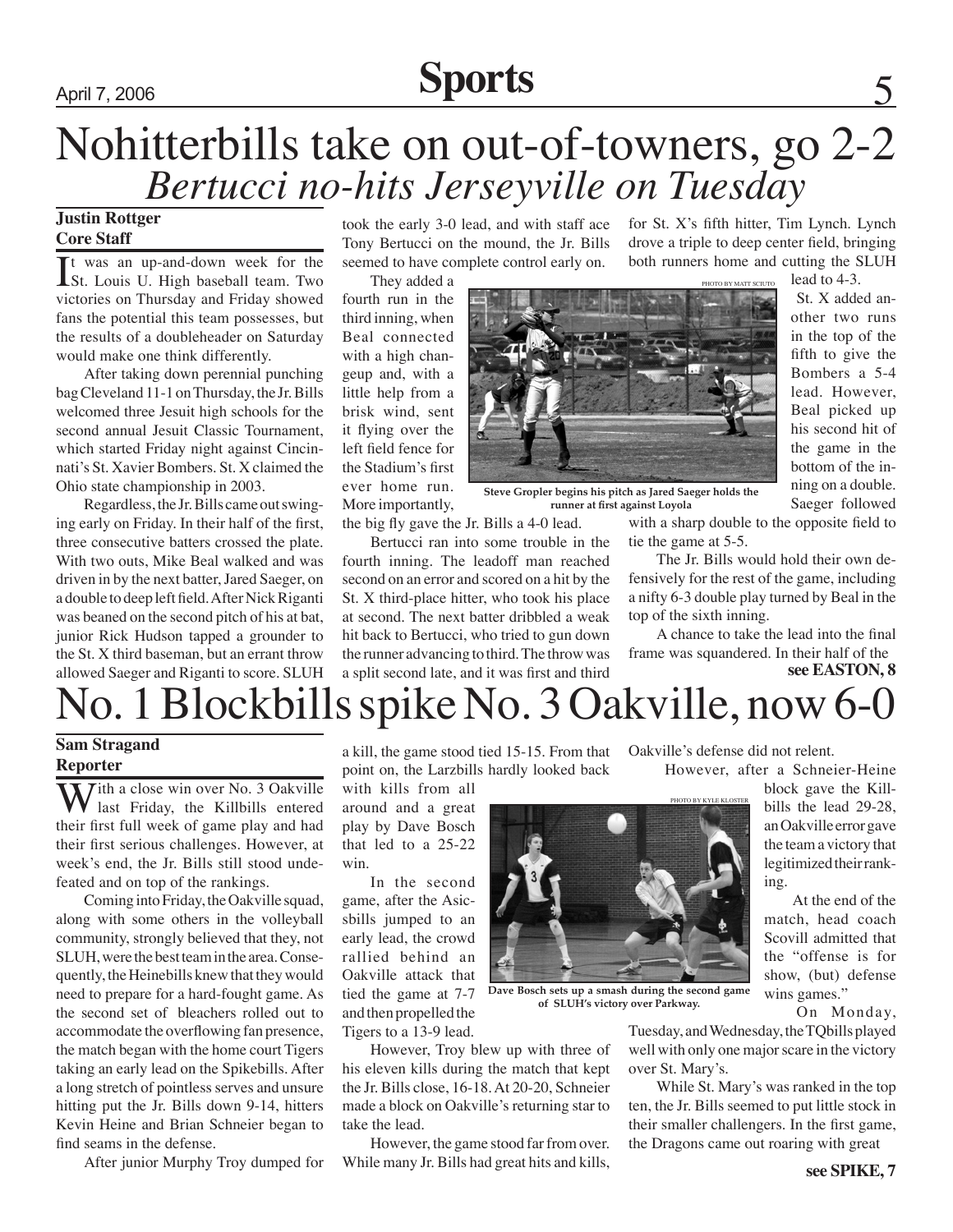# Nohitterbills take on out-of-towners, go 2-2

## *Bertucci no-hits Jerseyville on Tuesday*

**Justin Rottger**
**Core Staff**

It was an up-and-down week for the St. Louis U. High baseball team. Two victories on Thursday and Friday showed fans the potential this team possesses, but the results of a doubleheader on Saturday would make one think differently.

After taking down perennial punching bag Cleveland 11-1 on Thursday, the Jr. Bills welcomed three Jesuit high schools for the second annual Jesuit Classic Tournament, which started Friday night against Cincinnati's St. Xavier Bombers. St. X claimed the Ohio state championship in 2003.

Regardless, the Jr. Bills came out swinging early on Friday. In their half of the first, three consecutive batters crossed the plate. With two outs, Mike Beal walked and was driven in by the next batter, Jared Saeger, on a double to deep left field. After Nick Riganti was beaned on the second pitch of his at bat, junior Rick Hudson tapped a grounder to the St. X third baseman, but an errant throw allowed Saeger and Riganti to score. SLUH took the early 3-0 lead, and with staff ace Tony Bertucci on the mound, the Jr. Bills seemed to have complete control early on.

They added a fourth run in the third inning, when Beal connected with a high changeup and, with a little help from a brisk wind, sent it flying over the left field fence for the Stadium's first ever home run. More importantly, the big fly gave the Jr. Bills a 4-0 lead.

PHOTO BY MATT SCIUTO

Steve Gropler begins his pitch as Jared Saeger holds the runner at first against Loyola

Bertucci ran into some trouble in the fourth inning. The leadoff man reached second on an error and scored on a hit by the St. X third-place hitter, who took his place at second. The next batter dribbled a weak hit back to Bertucci, who tried to gun down the runner advancing to third. The throw was a split second late, and it was first and third for St. X's fifth hitter, Tim Lynch. Lynch drove a triple to deep center field, bringing both runners home and cutting the SLUH lead to 4-3.

St. X added another two runs in the top of the fifth to give the Bombers a 5-4 lead. However, Beal picked up his second hit of the game in the bottom of the inning on a double. Saeger followed with a sharp double to the opposite field to tie the game at 5-5.

The Jr. Bills would hold their own defensively for the rest of the game, including a nifty 6-3 double play turned by Beal in the top of the sixth inning.

A chance to take the lead into the final frame was squandered. In their half of the

**see EASTON, 8**

# No. 1 Blockbills spike No. 3 Oakville, now 6-0

**Sam Stragand**
**Reporter**

With a close win over No. 3 Oakville last Friday, the Killbills entered their first full week of game play and had their first serious challenges. However, at week's end, the Jr. Bills still stood undefeated and on top of the rankings.

Coming into Friday, the Oakville squad, along with some others in the volleyball community, strongly believed that they, not SLUH, were the best team in the area. Consequently, the Heinebills knew that they would need to prepare for a hard-fought game. As the second set of bleachers rolled out to accommodate the overflowing fan presence, the match began with the home court Tigers taking an early lead on the Spikebills. After a long stretch of pointless serves and unsure hitting put the Jr. Bills down 9-14, hitters Kevin Heine and Brian Schneier began to find seams in the defense.

After junior Murphy Troy dumped for a kill, the game stood tied 15-15. From that point on, the Larzbills hardly looked back with kills from all around and a great play by Dave Bosch that led to a 25-22 win.

In the second game, after the Asicsbills jumped to an early lead, the crowd rallied behind an Oakville attack that tied the game at 7-7 and then propelled the Tigers to a 13-9 lead.

However, Troy blew up with three of his eleven kills during the match that kept the Jr. Bills close, 16-18. At 20-20, Schneier made a block on Oakville's returning star to take the lead.

However, the game stood far from over. While many Jr. Bills had great hits and kills, Oakville's defense did not relent.

PHOTO BY KYLE KLOSTER

Dave Bosch sets up a smash during the second game of SLUH's victory over Parkway.

However, after a Schneier-Heine block gave the Killbills the lead 29-28, an Oakville error gave the team a victory that legitimized their ranking.

At the end of the match, head coach Scovill admitted that the "offense is for show, (but) defense wins games."

On Monday, Tuesday, and Wednesday, the TQbills played well with only one major scare in the victory over St. Mary's.

While St. Mary's was ranked in the top ten, the Jr. Bills seemed to put little stock in their smaller challengers. In the first game, the Dragons came out roaring with great

**see SPIKE, 7**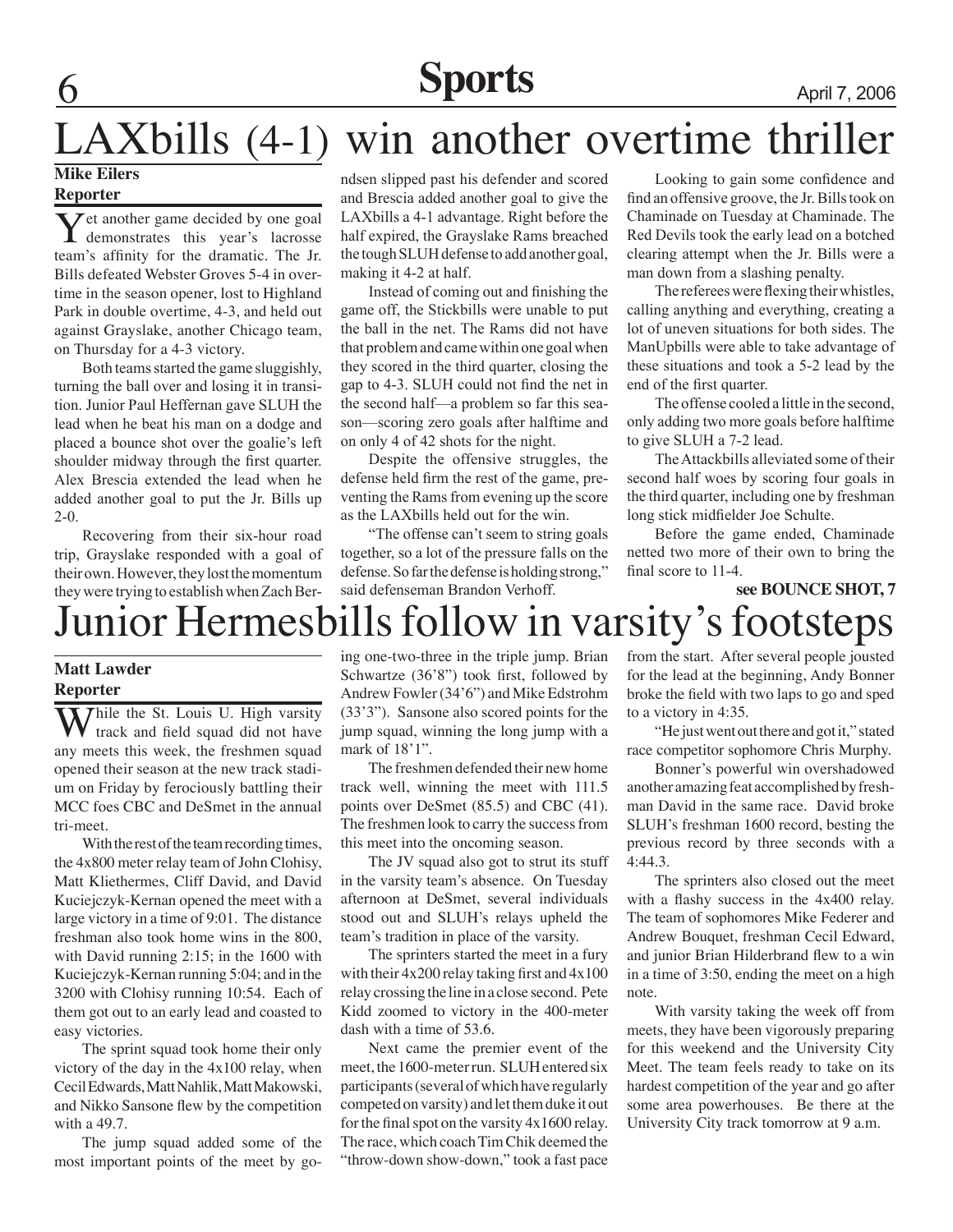# LAXbills (4-1) win another overtime thriller

**Mike Eilers**
**Reporter**

Yet another game decided by one goal demonstrates this year's lacrosse team's affinity for the dramatic. The Jr. Bills defeated Webster Groves 5-4 in overtime in the season opener, lost to Highland Park in double overtime, 4-3, and held out against Grayslake, another Chicago team, on Thursday for a 4-3 victory.

Both teams started the game sluggishly, turning the ball over and losing it in transition. Junior Paul Heffernan gave SLUH the lead when he beat his man on a dodge and placed a bounce shot over the goalie's left shoulder midway through the first quarter. Alex Brescia extended the lead when he added another goal to put the Jr. Bills up 2-0.

Recovering from their six-hour road trip, Grayslake responded with a goal of their own. However, they lost the momentum they were trying to establish when Zach Berndsen slipped past his defender and scored and Brescia added another goal to give the LAXbills a 4-1 advantage. Right before the half expired, the Grayslake Rams breached the tough SLUH defense to add another goal, making it 4-2 at half.

Instead of coming out and finishing the game off, the Stickbills were unable to put the ball in the net. The Rams did not have that problem and came within one goal when they scored in the third quarter, closing the gap to 4-3. SLUH could not find the net in the second half—a problem so far this season—scoring zero goals after halftime and on only 4 of 42 shots for the night.

Despite the offensive struggles, the defense held firm the rest of the game, preventing the Rams from evening up the score as the LAXbills held out for the win.

"The offense can't seem to string goals together, so a lot of the pressure falls on the defense. So far the defense is holding strong," said defenseman Brandon Verhoff.

Looking to gain some confidence and find an offensive groove, the Jr. Bills took on Chaminade on Tuesday at Chaminade. The Red Devils took the early lead on a botched clearing attempt when the Jr. Bills were a man down from a slashing penalty.

The referees were flexing their whistles, calling anything and everything, creating a lot of uneven situations for both sides. The ManUpbills were able to take advantage of these situations and took a 5-2 lead by the end of the first quarter.

The offense cooled a little in the second, only adding two more goals before halftime to give SLUH a 7-2 lead.

The Attackbills alleviated some of their second half woes by scoring four goals in the third quarter, including one by freshman long stick midfielder Joe Schulte.

Before the game ended, Chaminade netted two more of their own to bring the final score to 11-4.

**see BOUNCE SHOT, 7**

# Junior Hermesbills follow in varsity's footsteps

**Matt Lawder**
**Reporter**

While the St. Louis U. High varsity track and field squad did not have any meets this week, the freshmen squad opened their season at the new track stadium on Friday by ferociously battling their MCC foes CBC and DeSmet in the annual tri-meet.

With the rest of the team recording times, the 4x800 meter relay team of John Clohisy, Matt Kliethermes, Cliff David, and David Kuciejczyk-Kernan opened the meet with a large victory in a time of 9:01. The distance freshman also took home wins in the 800, with David running 2:15; in the 1600 with Kuciejczyk-Kernan running 5:04; and in the 3200 with Clohisy running 10:54. Each of them got out to an early lead and coasted to easy victories.

The sprint squad took home their only victory of the day in the 4x100 relay, when Cecil Edwards, Matt Nahlik, Matt Makowski, and Nikko Sansone flew by the competition with a 49.7.

The jump squad added some of the most important points of the meet by going one-two-three in the triple jump. Brian Schwartze (36'8") took first, followed by Andrew Fowler (34'6") and Mike Edstrohm (33'3"). Sansone also scored points for the jump squad, winning the long jump with a mark of 18'1".

The freshmen defended their new home track well, winning the meet with 111.5 points over DeSmet (85.5) and CBC (41). The freshmen look to carry the success from this meet into the oncoming season.

The JV squad also got to strut its stuff in the varsity team's absence. On Tuesday afternoon at DeSmet, several individuals stood out and SLUH's relays upheld the team's tradition in place of the varsity.

The sprinters started the meet in a fury with their 4x200 relay taking first and 4x100 relay crossing the line in a close second. Pete Kidd zoomed to victory in the 400-meter dash with a time of 53.6.

Next came the premier event of the meet, the 1600-meter run. SLUH entered six participants (several of which have regularly competed on varsity) and let them duke it out for the final spot on the varsity 4x1600 relay. The race, which coach Tim Chik deemed the "throw-down show-down," took a fast pace from the start. After several people jousted for the lead at the beginning, Andy Bonner broke the field with two laps to go and sped to a victory in 4:35.

"He just went out there and got it," stated race competitor sophomore Chris Murphy.

Bonner's powerful win overshadowed another amazing feat accomplished by freshman David in the same race. David broke SLUH's freshman 1600 record, besting the previous record by three seconds with a 4:44.3.

The sprinters also closed out the meet with a flashy success in the 4x400 relay. The team of sophomores Mike Federer and Andrew Bouquet, freshman Cecil Edward, and junior Brian Hilderbrand flew to a win in a time of 3:50, ending the meet on a high note.

With varsity taking the week off from meets, they have been vigorously preparing for this weekend and the University City Meet. The team feels ready to take on its hardest competition of the year and go after some area powerhouses. Be there at the University City track tomorrow at 9 a.m.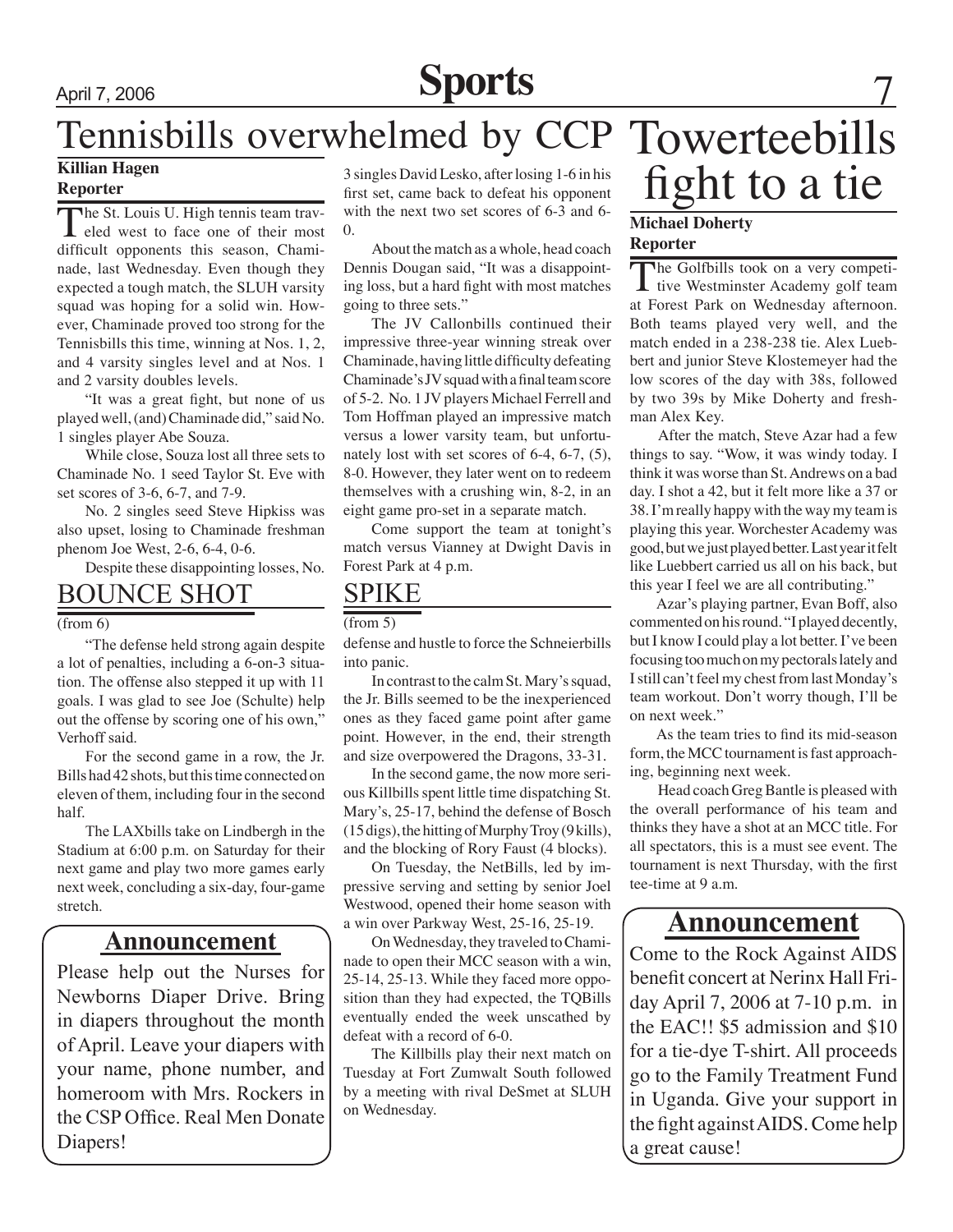# Tennisbills overwhelmed by CCP

**Killian Hagen**
**Reporter**

The St. Louis U. High tennis team traveled west to face one of their most difficult opponents this season, Chaminade, last Wednesday. Even though they expected a tough match, the SLUH varsity squad was hoping for a solid win. However, Chaminade proved too strong for the Tennisbills this time, winning at Nos. 1, 2, and 4 varsity singles level and at Nos. 1 and 2 varsity doubles levels.

"It was a great fight, but none of us played well, (and) Chaminade did," said No. 1 singles player Abe Souza.

While close, Souza lost all three sets to Chaminade No. 1 seed Taylor St. Eve with set scores of 3-6, 6-7, and 7-9.

No. 2 singles seed Steve Hipkiss was also upset, losing to Chaminade freshman phenom Joe West, 2-6, 6-4, 0-6.

Despite these disappointing losses, No. 3 singles David Lesko, after losing 1-6 in his first set, came back to defeat his opponent with the next two set scores of 6-3 and 6-0.

About the match as a whole, head coach Dennis Dougan said, "It was a disappointing loss, but a hard fight with most matches going to three sets."

The JV Callonbills continued their impressive three-year winning streak over Chaminade, having little difficulty defeating Chaminade's JV squad with a final team score of 5-2. No. 1 JV players Michael Ferrell and Tom Hoffman played an impressive match versus a lower varsity team, but unfortunately lost with set scores of 6-4, 6-7, (5), 8-0. However, they later went on to redeem themselves with a crushing win, 8-2, in an eight game pro-set in a separate match.

Come support the team at tonight's match versus Vianney at Dwight Davis in Forest Park at 4 p.m.

## BOUNCE SHOT

(from 6)

"The defense held strong again despite a lot of penalties, including a 6-on-3 situation. The offense also stepped it up with 11 goals. I was glad to see Joe (Schulte) help out the offense by scoring one of his own," Verhoff said.

For the second game in a row, the Jr. Bills had 42 shots, but this time connected on eleven of them, including four in the second half.

The LAXbills take on Lindbergh in the Stadium at 6:00 p.m. on Saturday for their next game and play two more games early next week, concluding a six-day, four-game stretch.

## SPIKE

(from 5)

defense and hustle to force the Schneierbills into panic.

In contrast to the calm St. Mary's squad, the Jr. Bills seemed to be the inexperienced ones as they faced game point after game point. However, in the end, their strength and size overpowered the Dragons, 33-31.

In the second game, the now more serious Killbills spent little time dispatching St. Mary's, 25-17, behind the defense of Bosch (15 digs), the hitting of Murphy Troy (9 kills), and the blocking of Rory Faust (4 blocks).

On Tuesday, the NetBills, led by impressive serving and setting by senior Joel Westwood, opened their home season with a win over Parkway West, 25-16, 25-19.

On Wednesday, they traveled to Chaminade to open their MCC season with a win, 25-14, 25-13. While they faced more opposition than they had expected, the TQBills eventually ended the week unscathed by defeat with a record of 6-0.

The Killbills play their next match on Tuesday at Fort Zumwalt South followed by a meeting with rival DeSmet at SLUH on Wednesday.

### Announcement

Please help out the Nurses for Newborns Diaper Drive. Bring in diapers throughout the month of April. Leave your diapers with your name, phone number, and homeroom with Mrs. Rockers in the CSP Office. Real Men Donate Diapers!

# Towerteebills fight to a tie

**Michael Doherty**
**Reporter**

The Golfbills took on a very competitive Westminster Academy golf team at Forest Park on Wednesday afternoon. Both teams played very well, and the match ended in a 238-238 tie. Alex Luebbert and junior Steve Klostemeyer had the low scores of the day with 38s, followed by two 39s by Mike Doherty and freshman Alex Key.

After the match, Steve Azar had a few things to say. "Wow, it was windy today. I think it was worse than St. Andrews on a bad day. I shot a 42, but it felt more like a 37 or 38. I'm really happy with the way my team is playing this year. Worchester Academy was good, but we just played better. Last year it felt like Luebbert carried us all on his back, but this year I feel we are all contributing."

Azar's playing partner, Evan Boff, also commented on his round. "I played decently, but I know I could play a lot better. I've been focusing too much on my pectorals lately and I still can't feel my chest from last Monday's team workout. Don't worry though, I'll be on next week."

As the team tries to find its mid-season form, the MCC tournament is fast approaching, beginning next week.

Head coach Greg Bantle is pleased with the overall performance of his team and thinks they have a shot at an MCC title. For all spectators, this is a must see event. The tournament is next Thursday, with the first tee-time at 9 a.m.

### Announcement

Come to the Rock Against AIDS benefit concert at Nerinx Hall Friday April 7, 2006 at 7-10 p.m. in the EAC!! $5 admission and $10 for a tie-dye T-shirt. All proceeds go to the Family Treatment Fund in Uganda. Give your support in the fight against AIDS. Come help a great cause!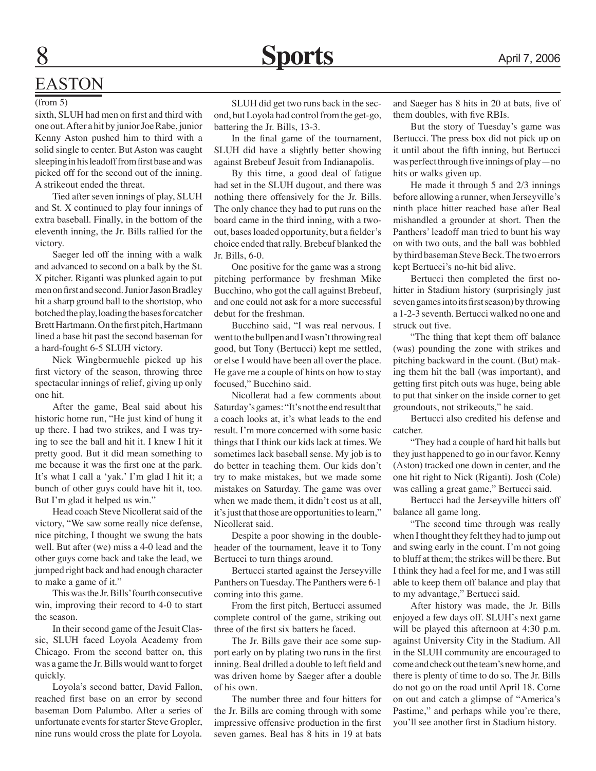## EASTON

(from 5)

sixth, SLUH had men on first and third with one out. After a hit by junior Joe Rabe, junior Kenny Aston pushed him to third with a solid single to center. But Aston was caught sleeping in his leadoff from first base and was picked off for the second out of the inning. A strikeout ended the threat.

Tied after seven innings of play, SLUH and St. X continued to play four innings of extra baseball. Finally, in the bottom of the eleventh inning, the Jr. Bills rallied for the victory.

Saeger led off the inning with a walk and advanced to second on a balk by the St. X pitcher. Riganti was plunked again to put men on first and second. Junior Jason Bradley hit a sharp ground ball to the shortstop, who botched the play, loading the bases for catcher Brett Hartmann. On the first pitch, Hartmann lined a base hit past the second baseman for a hard-fought 6-5 SLUH victory.

Nick Wingbermuehle picked up his first victory of the season, throwing three spectacular innings of relief, giving up only one hit.

After the game, Beal said about his historic home run, "He just kind of hung it up there. I had two strikes, and I was trying to see the ball and hit it. I knew I hit it pretty good. But it did mean something to me because it was the first one at the park. It's what I call a 'yak.' I'm glad I hit it; a bunch of other guys could have hit it, too. But I'm glad it helped us win."

Head coach Steve Nicollerat said of the victory, "We saw some really nice defense, nice pitching, I thought we swung the bats well. But after (we) miss a 4-0 lead and the other guys come back and take the lead, we jumped right back and had enough character to make a game of it."

This was the Jr. Bills' fourth consecutive win, improving their record to 4-0 to start the season.

In their second game of the Jesuit Classic, SLUH faced Loyola Academy from Chicago. From the second batter on, this was a game the Jr. Bills would want to forget quickly.

Loyola's second batter, David Fallon, reached first base on an error by second baseman Dom Palumbo. After a series of unfortunate events for starter Steve Gropler, nine runs would cross the plate for Loyola.

SLUH did get two runs back in the second, but Loyola had control from the get-go, battering the Jr. Bills, 13-3.

In the final game of the tournament, SLUH did have a slightly better showing against Brebeuf Jesuit from Indianapolis.

By this time, a good deal of fatigue had set in the SLUH dugout, and there was nothing there offensively for the Jr. Bills. The only chance they had to put runs on the board came in the third inning, with a two-out, bases loaded opportunity, but a fielder's choice ended that rally. Brebeuf blanked the Jr. Bills, 6-0.

One positive for the game was a strong pitching performance by freshman Mike Bucchino, who got the call against Brebeuf, and one could not ask for a more successful debut for the freshman.

Bucchino said, "I was real nervous. I went to the bullpen and I wasn't throwing real good, but Tony (Bertucci) kept me settled, or else I would have been all over the place. He gave me a couple of hints on how to stay focused," Bucchino said.

Nicollerat had a few comments about Saturday's games: "It's not the end result that a coach looks at, it's what leads to the end result. I'm more concerned with some basic things that I think our kids lack at times. We sometimes lack baseball sense. My job is to do better in teaching them. Our kids don't try to make mistakes, but we made some mistakes on Saturday. The game was over when we made them, it didn't cost us at all, it's just that those are opportunities to learn," Nicollerat said.

Despite a poor showing in the double-header of the tournament, leave it to Tony Bertucci to turn things around.

Bertucci started against the Jerseyville Panthers on Tuesday. The Panthers were 6-1 coming into this game.

From the first pitch, Bertucci assumed complete control of the game, striking out three of the first six batters he faced.

The Jr. Bills gave their ace some support early on by plating two runs in the first inning. Beal drilled a double to left field and was driven home by Saeger after a double of his own.

The number three and four hitters for the Jr. Bills are coming through with some impressive offensive production in the first seven games. Beal has 8 hits in 19 at bats and Saeger has 8 hits in 20 at bats, five of them doubles, with five RBIs.

But the story of Tuesday's game was Bertucci. The press box did not pick up on it until about the fifth inning, but Bertucci was perfect through five innings of play—no hits or walks given up.

He made it through 5 and 2/3 innings before allowing a runner, when Jerseyville's ninth place hitter reached base after Beal mishandled a grounder at short. Then the Panthers' leadoff man tried to bunt his way on with two outs, and the ball was bobbled by third baseman Steve Beck. The two errors kept Bertucci's no-hit bid alive.

Bertucci then completed the first no-hitter in Stadium history (surprisingly just seven games into its first season) by throwing a 1-2-3 seventh. Bertucci walked no one and struck out five.

"The thing that kept them off balance (was) pounding the zone with strikes and pitching backward in the count. (But) making them hit the ball (was important), and getting first pitch outs was huge, being able to put that sinker on the inside corner to get groundouts, not strikeouts," he said.

Bertucci also credited his defense and catcher.

"They had a couple of hard hit balls but they just happened to go in our favor. Kenny (Aston) tracked one down in center, and the one hit right to Nick (Riganti). Josh (Cole) was calling a great game," Bertucci said.

Bertucci had the Jerseyville hitters off balance all game long.

"The second time through was really when I thought they felt they had to jump out and swing early in the count. I'm not going to bluff at them; the strikes will be there. But I think they had a feel for me, and I was still able to keep them off balance and play that to my advantage," Bertucci said.

After history was made, the Jr. Bills enjoyed a few days off. SLUH's next game will be played this afternoon at 4:30 p.m. against University City in the Stadium. All in the SLUH community are encouraged to come and check out the team's new home, and there is plenty of time to do so. The Jr. Bills do not go on the road until April 18. Come on out and catch a glimpse of "America's Pastime," and perhaps while you're there, you'll see another first in Stadium history.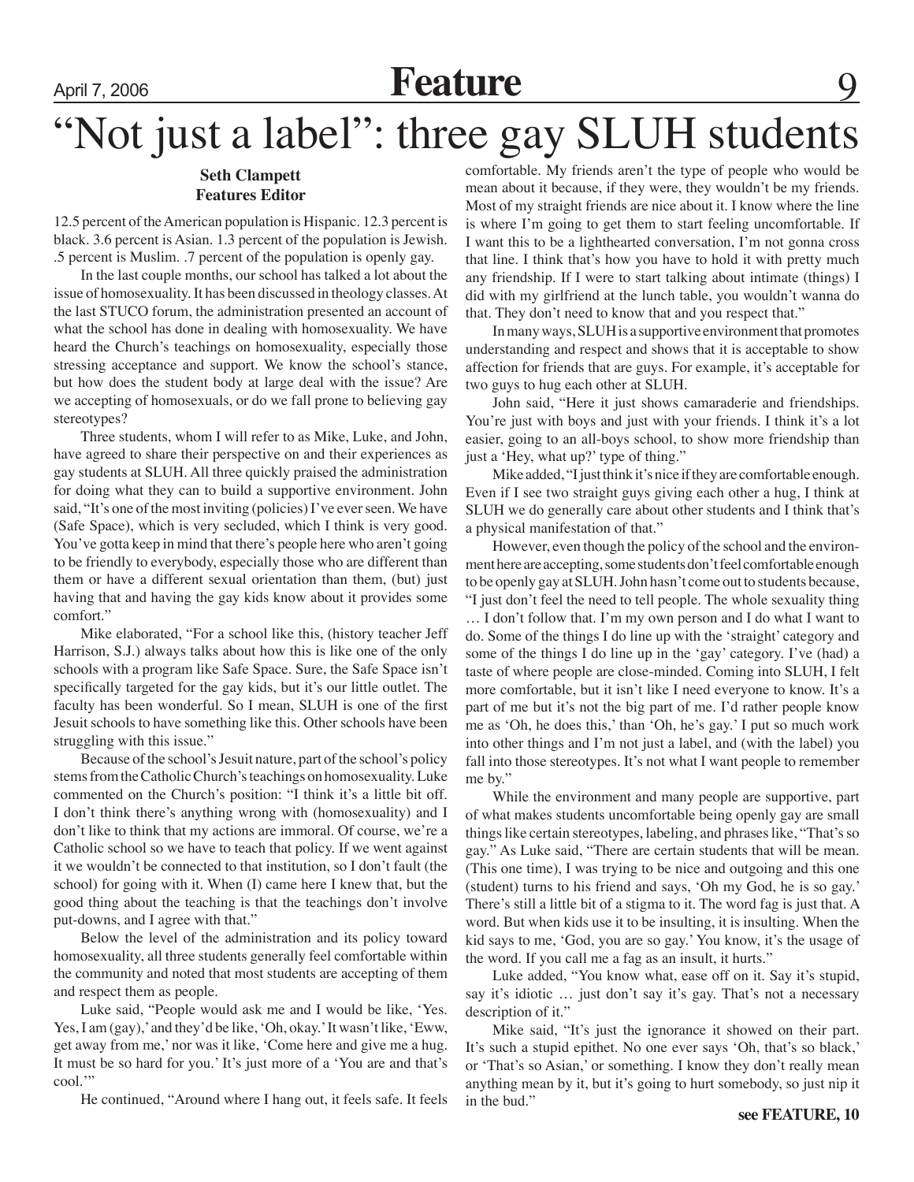# "Not just a label": three gay SLUH students

**Seth Clampett**
**Features Editor**

12.5 percent of the American population is Hispanic. 12.3 percent is black. 3.6 percent is Asian. 1.3 percent of the population is Jewish. .5 percent is Muslim. .7 percent of the population is openly gay.

In the last couple months, our school has talked a lot about the issue of homosexuality. It has been discussed in theology classes. At the last STUCO forum, the administration presented an account of what the school has done in dealing with homosexuality. We have heard the Church's teachings on homosexuality, especially those stressing acceptance and support. We know the school's stance, but how does the student body at large deal with the issue? Are we accepting of homosexuals, or do we fall prone to believing gay stereotypes?

Three students, whom I will refer to as Mike, Luke, and John, have agreed to share their perspective on and their experiences as gay students at SLUH. All three quickly praised the administration for doing what they can to build a supportive environment. John said, "It's one of the most inviting (policies) I've ever seen. We have (Safe Space), which is very secluded, which I think is very good. You've gotta keep in mind that there's people here who aren't going to be friendly to everybody, especially those who are different than them or have a different sexual orientation than them, (but) just having that and having the gay kids know about it provides some comfort."

Mike elaborated, "For a school like this, (history teacher Jeff Harrison, S.J.) always talks about how this is like one of the only schools with a program like Safe Space. Sure, the Safe Space isn't specifically targeted for the gay kids, but it's our little outlet. The faculty has been wonderful. So I mean, SLUH is one of the first Jesuit schools to have something like this. Other schools have been struggling with this issue."

Because of the school's Jesuit nature, part of the school's policy stems from the Catholic Church's teachings on homosexuality. Luke commented on the Church's position: "I think it's a little bit off. I don't think there's anything wrong with (homosexuality) and I don't like to think that my actions are immoral. Of course, we're a Catholic school so we have to teach that policy. If we went against it we wouldn't be connected to that institution, so I don't fault (the school) for going with it. When (I) came here I knew that, but the good thing about the teaching is that the teachings don't involve put-downs, and I agree with that."

Below the level of the administration and its policy toward homosexuality, all three students generally feel comfortable within the community and noted that most students are accepting of them and respect them as people.

Luke said, "People would ask me and I would be like, 'Yes. Yes, I am (gay),' and they'd be like, 'Oh, okay.' It wasn't like, 'Eww, get away from me,' nor was it like, 'Come here and give me a hug. It must be so hard for you.' It's just more of a 'You are and that's cool.'"

He continued, "Around where I hang out, it feels safe. It feels comfortable. My friends aren't the type of people who would be mean about it because, if they were, they wouldn't be my friends. Most of my straight friends are nice about it. I know where the line is where I'm going to get them to start feeling uncomfortable. If I want this to be a lighthearted conversation, I'm not gonna cross that line. I think that's how you have to hold it with pretty much any friendship. If I were to start talking about intimate (things) I did with my girlfriend at the lunch table, you wouldn't wanna do that. They don't need to know that and you respect that."

In many ways, SLUH is a supportive environment that promotes understanding and respect and shows that it is acceptable to show affection for friends that are guys. For example, it's acceptable for two guys to hug each other at SLUH.

John said, "Here it just shows camaraderie and friendships. You're just with boys and just with your friends. I think it's a lot easier, going to an all-boys school, to show more friendship than just a 'Hey, what up?' type of thing."

Mike added, "I just think it's nice if they are comfortable enough. Even if I see two straight guys giving each other a hug, I think at SLUH we do generally care about other students and I think that's a physical manifestation of that."

However, even though the policy of the school and the environment here are accepting, some students don't feel comfortable enough to be openly gay at SLUH. John hasn't come out to students because, "I just don't feel the need to tell people. The whole sexuality thing … I don't follow that. I'm my own person and I do what I want to do. Some of the things I do line up with the 'straight' category and some of the things I do line up in the 'gay' category. I've (had) a taste of where people are close-minded. Coming into SLUH, I felt more comfortable, but it isn't like I need everyone to know. It's a part of me but it's not the big part of me. I'd rather people know me as 'Oh, he does this,' than 'Oh, he's gay.' I put so much work into other things and I'm not just a label, and (with the label) you fall into those stereotypes. It's not what I want people to remember me by."

While the environment and many people are supportive, part of what makes students uncomfortable being openly gay are small things like certain stereotypes, labeling, and phrases like, "That's so gay." As Luke said, "There are certain students that will be mean. (This one time), I was trying to be nice and outgoing and this one (student) turns to his friend and says, 'Oh my God, he is so gay.' There's still a little bit of a stigma to it. The word fag is just that. A word. But when kids use it to be insulting, it is insulting. When the kid says to me, 'God, you are so gay.' You know, it's the usage of the word. If you call me a fag as an insult, it hurts."

Luke added, "You know what, ease off on it. Say it's stupid, say it's idiotic … just don't say it's gay. That's not a necessary description of it."

Mike said, "It's just the ignorance it showed on their part. It's such a stupid epithet. No one ever says 'Oh, that's so black,' or 'That's so Asian,' or something. I know they don't really mean anything mean by it, but it's going to hurt somebody, so just nip it in the bud."

**see FEATURE, 10**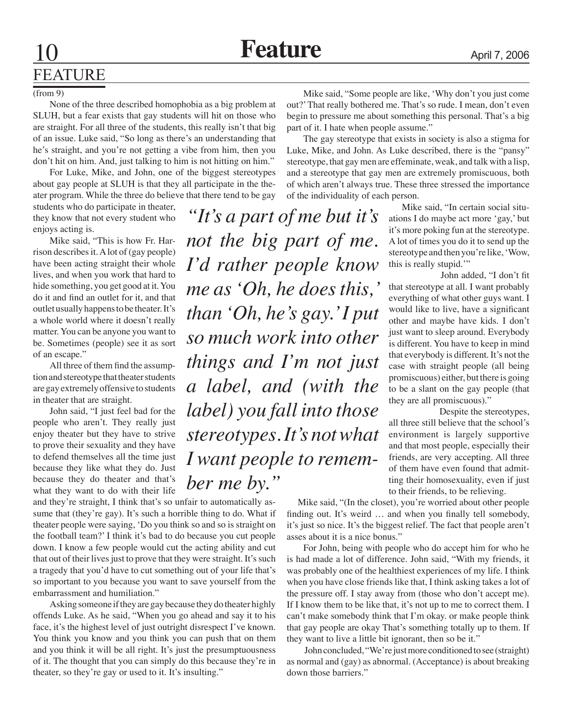## FEATURE

(from 9)

None of the three described homophobia as a big problem at SLUH, but a fear exists that gay students will hit on those who are straight. For all three of the students, this really isn't that big of an issue. Luke said, "So long as there's an understanding that he's straight, and you're not getting a vibe from him, then you don't hit on him. And, just talking to him is not hitting on him."

For Luke, Mike, and John, one of the biggest stereotypes about gay people at SLUH is that they all participate in the theater program. While the three do believe that there tend to be gay students who do participate in theater, they know that not every student who enjoys acting is.

Mike said, "This is how Fr. Harrison describes it. A lot of (gay people) have been acting straight their whole lives, and when you work that hard to hide something, you get good at it. You do it and find an outlet for it, and that outlet usually happens to be theater. It's a whole world where it doesn't really matter. You can be anyone you want to be. Sometimes (people) see it as sort of an escape."

All three of them find the assumption and stereotype that theater students are gay extremely offensive to students in theater that are straight.

John said, "I just feel bad for the people who aren't. They really just enjoy theater but they have to strive to prove their sexuality and they have to defend themselves all the time just because they like what they do. Just because they do theater and that's what they want to do with their life and they're straight, I think that's so unfair to automatically assume that (they're gay). It's such a horrible thing to do. What if theater people were saying, 'Do you think so and so is straight on the football team?' I think it's bad to do because you cut people down. I know a few people would cut the acting ability and cut that out of their lives just to prove that they were straight. It's such a tragedy that you'd have to cut something out of your life that's so important to you because you want to save yourself from the embarrassment and humiliation."

Asking someone if they are gay because they do theater highly offends Luke. As he said, "When you go ahead and say it to his face, it's the highest level of just outright disrespect I've known. You think you know and you think you can push that on them and you think it will be all right. It's just the presumptuousness of it. The thought that you can simply do this because they're in theater, so they're gay or used to it. It's insulting."

*"It's a part of me but it's not the big part of me. I'd rather people know me as 'Oh, he does this,' than 'Oh, he's gay.' I put so much work into other things and I'm not just a label, and (with the label) you fall into those stereotypes. It's not what I want people to remember me by."*

Mike said, "Some people are like, 'Why don't you just come out?' That really bothered me. That's so rude. I mean, don't even begin to pressure me about something this personal. That's a big part of it. I hate when people assume."

The gay stereotype that exists in society is also a stigma for Luke, Mike, and John. As Luke described, there is the "pansy" stereotype, that gay men are effeminate, weak, and talk with a lisp, and a stereotype that gay men are extremely promiscuous, both of which aren't always true. These three stressed the importance of the individuality of each person.

Mike said, "In certain social situations I do maybe act more 'gay,' but it's more poking fun at the stereotype. A lot of times you do it to send up the stereotype and then you're like, 'Wow, this is really stupid.'"

John added, "I don't fit that stereotype at all. I want probably everything of what other guys want. I would like to live, have a significant other and maybe have kids. I don't just want to sleep around. Everybody is different. You have to keep in mind that everybody is different. It's not the case with straight people (all being promiscuous) either, but there is going to be a slant on the gay people (that they are all promiscuous)."

Despite the stereotypes, all three still believe that the school's environment is largely supportive and that most people, especially their friends, are very accepting. All three of them have even found that admitting their homosexuality, even if just to their friends, to be relieving.

Mike said, "(In the closet), you're worried about other people finding out. It's weird … and when you finally tell somebody, it's just so nice. It's the biggest relief. The fact that people aren't asses about it is a nice bonus."

For John, being with people who do accept him for who he is had made a lot of difference. John said, "With my friends, it was probably one of the healthiest experiences of my life. I think when you have close friends like that, I think asking takes a lot of the pressure off. I stay away from (those who don't accept me). If I know them to be like that, it's not up to me to correct them. I can't make somebody think that I'm okay. or make people think that gay people are okay That's something totally up to them. If they want to live a little bit ignorant, then so be it."

John concluded, "We're just more conditioned to see (straight) as normal and (gay) as abnormal. (Acceptance) is about breaking down those barriers."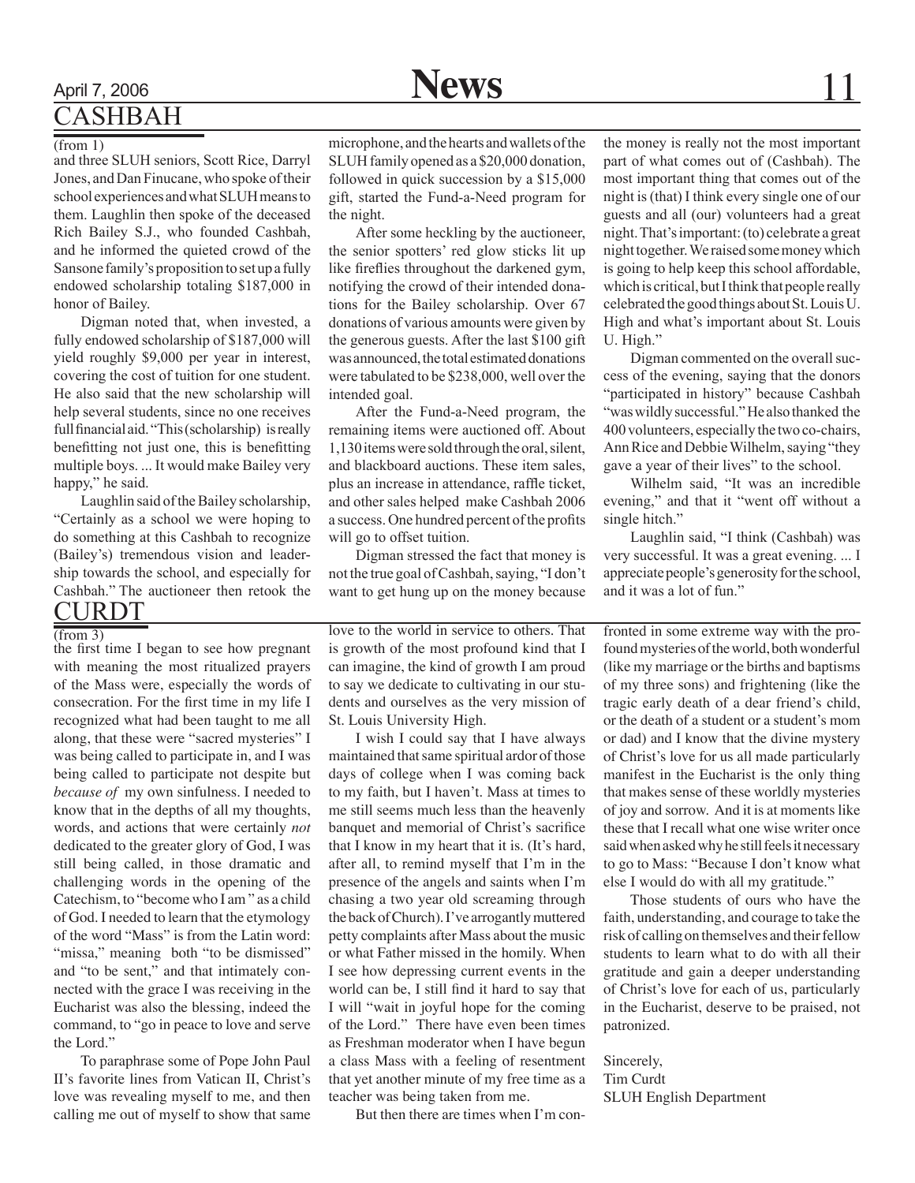## CASHBAH

(from 1)

and three SLUH seniors, Scott Rice, Darryl Jones, and Dan Finucane, who spoke of their school experiences and what SLUH means to them. Laughlin then spoke of the deceased Rich Bailey S.J., who founded Cashbah, and he informed the quieted crowd of the Sansone family's proposition to set up a fully endowed scholarship totaling $187,000 in honor of Bailey.

Digman noted that, when invested, a fully endowed scholarship of $187,000 will yield roughly $9,000 per year in interest, covering the cost of tuition for one student. He also said that the new scholarship will help several students, since no one receives full financial aid. "This (scholarship) is really benefitting not just one, this is benefitting multiple boys. ... It would make Bailey very happy," he said.

Laughlin said of the Bailey scholarship, "Certainly as a school we were hoping to do something at this Cashbah to recognize (Bailey's) tremendous vision and leadership towards the school, and especially for Cashbah." The auctioneer then retook the microphone, and the hearts and wallets of the SLUH family opened as a $20,000 donation, followed in quick succession by a $15,000 gift, started the Fund-a-Need program for the night.

After some heckling by the auctioneer, the senior spotters' red glow sticks lit up like fireflies throughout the darkened gym, notifying the crowd of their intended donations for the Bailey scholarship. Over 67 donations of various amounts were given by the generous guests. After the last $100 gift was announced, the total estimated donations were tabulated to be $238,000, well over the intended goal.

After the Fund-a-Need program, the remaining items were auctioned off. About 1,130 items were sold through the oral, silent, and blackboard auctions. These item sales, plus an increase in attendance, raffle ticket, and other sales helped make Cashbah 2006 a success. One hundred percent of the profits will go to offset tuition.

Digman stressed the fact that money is not the true goal of Cashbah, saying, "I don't want to get hung up on the money because the money is really not the most important part of what comes out of (Cashbah). The most important thing that comes out of the night is (that) I think every single one of our guests and all (our) volunteers had a great night. That's important: (to) celebrate a great night together. We raised some money which is going to help keep this school affordable, which is critical, but I think that people really celebrated the good things about St. Louis U. High and what's important about St. Louis U. High."

Digman commented on the overall success of the evening, saying that the donors "participated in history" because Cashbah "was wildly successful." He also thanked the 400 volunteers, especially the two co-chairs, Ann Rice and Debbie Wilhelm, saying "they gave a year of their lives" to the school.

Wilhelm said, "It was an incredible evening," and that it "went off without a single hitch."

Laughlin said, "I think (Cashbah) was very successful. It was a great evening. ... I appreciate people's generosity for the school, and it was a lot of fun."

## CURDT

(from 3)

the first time I began to see how pregnant with meaning the most ritualized prayers of the Mass were, especially the words of consecration. For the first time in my life I recognized what had been taught to me all along, that these were "sacred mysteries" I was being called to participate in, and I was being called to participate not despite but *because of* my own sinfulness. I needed to know that in the depths of all my thoughts, words, and actions that were certainly *not* dedicated to the greater glory of God, I was still being called, in those dramatic and challenging words in the opening of the Catechism, to "become who I am" as a child of God. I needed to learn that the etymology of the word "Mass" is from the Latin word: "missa," meaning both "to be dismissed" and "to be sent," and that intimately connected with the grace I was receiving in the Eucharist was also the blessing, indeed the command, to "go in peace to love and serve the Lord."

To paraphrase some of Pope John Paul II's favorite lines from Vatican II, Christ's love was revealing myself to me, and then calling me out of myself to show that same love to the world in service to others. That is growth of the most profound kind that I can imagine, the kind of growth I am proud to say we dedicate to cultivating in our students and ourselves as the very mission of St. Louis University High.

I wish I could say that I have always maintained that same spiritual ardor of those days of college when I was coming back to my faith, but I haven't. Mass at times to me still seems much less than the heavenly banquet and memorial of Christ's sacrifice that I know in my heart that it is. (It's hard, after all, to remind myself that I'm in the presence of the angels and saints when I'm chasing a two year old screaming through the back of Church). I've arrogantly muttered petty complaints after Mass about the music or what Father missed in the homily. When I see how depressing current events in the world can be, I still find it hard to say that I will "wait in joyful hope for the coming of the Lord." There have even been times as Freshman moderator when I have begun a class Mass with a feeling of resentment that yet another minute of my free time as a teacher was being taken from me.

But then there are times when I'm confronted in some extreme way with the profound mysteries of the world, both wonderful (like my marriage or the births and baptisms of my three sons) and frightening (like the tragic early death of a dear friend's child, or the death of a student or a student's mom or dad) and I know that the divine mystery of Christ's love for us all made particularly manifest in the Eucharist is the only thing that makes sense of these worldly mysteries of joy and sorrow. And it is at moments like these that I recall what one wise writer once said when asked why he still feels it necessary to go to Mass: "Because I don't know what else I would do with all my gratitude."

Those students of ours who have the faith, understanding, and courage to take the risk of calling on themselves and their fellow students to learn what to do with all their gratitude and gain a deeper understanding of Christ's love for each of us, particularly in the Eucharist, deserve to be praised, not patronized.

Sincerely,  
Tim Curdt  
SLUH English Department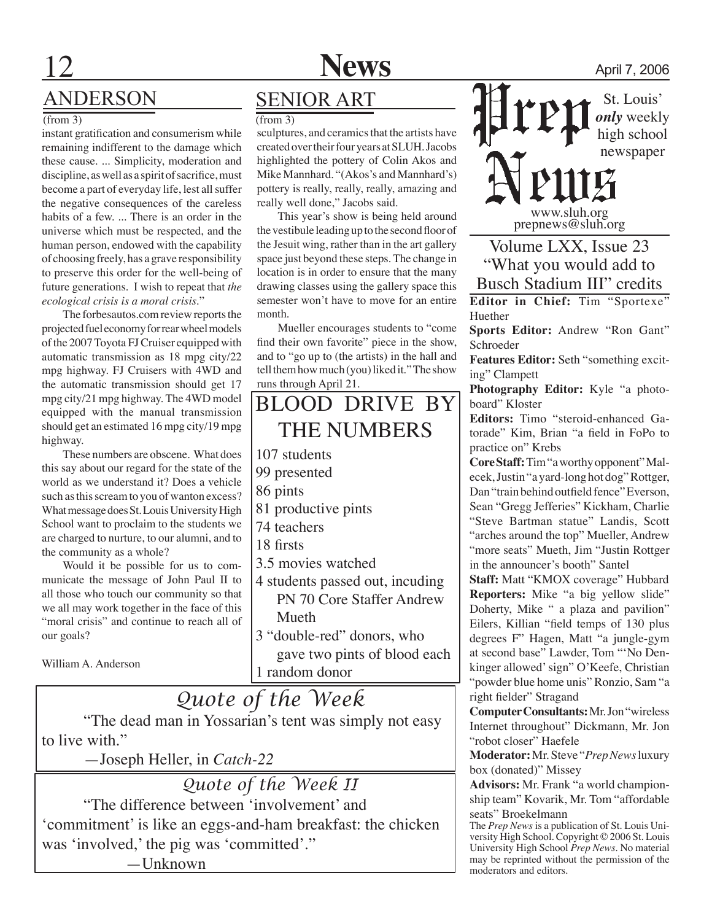## ANDERSON

(from 3)

instant gratification and consumerism while remaining indifferent to the damage which these cause. ... Simplicity, moderation and discipline, as well as a spirit of sacrifice, must become a part of everyday life, lest all suffer the negative consequences of the careless habits of a few. ... There is an order in the universe which must be respected, and the human person, endowed with the capability of choosing freely, has a grave responsibility to preserve this order for the well-being of future generations. I wish to repeat that *the ecological crisis is a moral crisis*."

The forbesautos.com review reports the projected fuel economy for rear wheel models of the 2007 Toyota FJ Cruiser equipped with automatic transmission as 18 mpg city/22 mpg highway. FJ Cruisers with 4WD and the automatic transmission should get 17 mpg city/21 mpg highway. The 4WD model equipped with the manual transmission should get an estimated 16 mpg city/19 mpg highway.

These numbers are obscene. What does this say about our regard for the state of the world as we understand it? Does a vehicle such as this scream to you of wanton excess? What message does St. Louis University High School want to proclaim to the students we are charged to nurture, to our alumni, and to the community as a whole?

Would it be possible for us to communicate the message of John Paul II to all those who touch our community so that we all may work together in the face of this "moral crisis" and continue to reach all of our goals?

William A. Anderson

## SENIOR ART

(from 3)

sculptures, and ceramics that the artists have created over their four years at SLUH. Jacobs highlighted the pottery of Colin Akos and Mike Mannhard. "(Akos's and Mannhard's) pottery is really, really, really, amazing and really well done," Jacobs said.

This year's show is being held around the vestibule leading up to the second floor of the Jesuit wing, rather than in the art gallery space just beyond these steps. The change in location is in order to ensure that the many drawing classes using the gallery space this semester won't have to move for an entire month.

Mueller encourages students to "come find their own favorite" piece in the show, and to "go up to (the artists) in the hall and tell them how much (you) liked it." The show runs through April 21.

## BLOOD DRIVE BY THE NUMBERS

- 107 students
- 99 presented
- 86 pints
- 81 productive pints
- 74 teachers
- 18 firsts
- 3.5 movies watched
- 4 students passed out, incuding PN 70 Core Staffer Andrew Mueth
- 3 "double-red" donors, who gave two pints of blood each
- 1 random donor

## Quote of the Week

"The dead man in Yossarian's tent was simply not easy to live with."

—Joseph Heller, in *Catch-22*

## Quote of the Week II

"The difference between 'involvement' and 'commitment' is like an eggs-and-ham breakfast: the chicken was 'involved,' the pig was 'committed'."

—Unknown

# Prep News

St. Louis' ***only*** weekly high school newspaper

www.sluh.org
prepnews@sluh.org

### Volume LXX, Issue 23
### "What you would add to Busch Stadium III" credits

**Editor in Chief:** Tim "Sportexe" Huether

**Sports Editor:** Andrew "Ron Gant" Schroeder

**Features Editor:** Seth "something exciting" Clampett

**Photography Editor:** Kyle "a photoboard" Kloster

**Editors:** Timo "steroid-enhanced Gatorade" Kim, Brian "a field in FoPo to practice on" Krebs

**Core Staff:** Tim "a worthy opponent" Malecek, Justin "a yard-long hot dog" Rottger, Dan "train behind outfield fence" Everson, Sean "Gregg Jefferies" Kickham, Charlie "Steve Bartman statue" Landis, Scott "arches around the top" Mueller, Andrew "more seats" Mueth, Jim "Justin Rottger in the announcer's booth" Santel

**Staff:** Matt "KMOX coverage" Hubbard

**Reporters:** Mike "a big yellow slide" Doherty, Mike " a plaza and pavilion" Eilers, Killian "field temps of 130 plus degrees F" Hagen, Matt "a jungle-gym at second base" Lawder, Tom "'No Denkinger allowed' sign" O'Keefe, Christian "powder blue home unis" Ronzio, Sam "a right fielder" Stragand

**Computer Consultants:** Mr. Jon "wireless Internet throughout" Dickmann, Mr. Jon "robot closer" Haefele

**Moderator:** Mr. Steve "*Prep News* luxury box (donated)" Missey

**Advisors:** Mr. Frank "a world championship team" Kovarik, Mr. Tom "affordable seats" Broekelmann

The *Prep News* is a publication of St. Louis University High School. Copyright © 2006 St. Louis University High School *Prep News*. No material may be reprinted without the permission of the moderators and editors.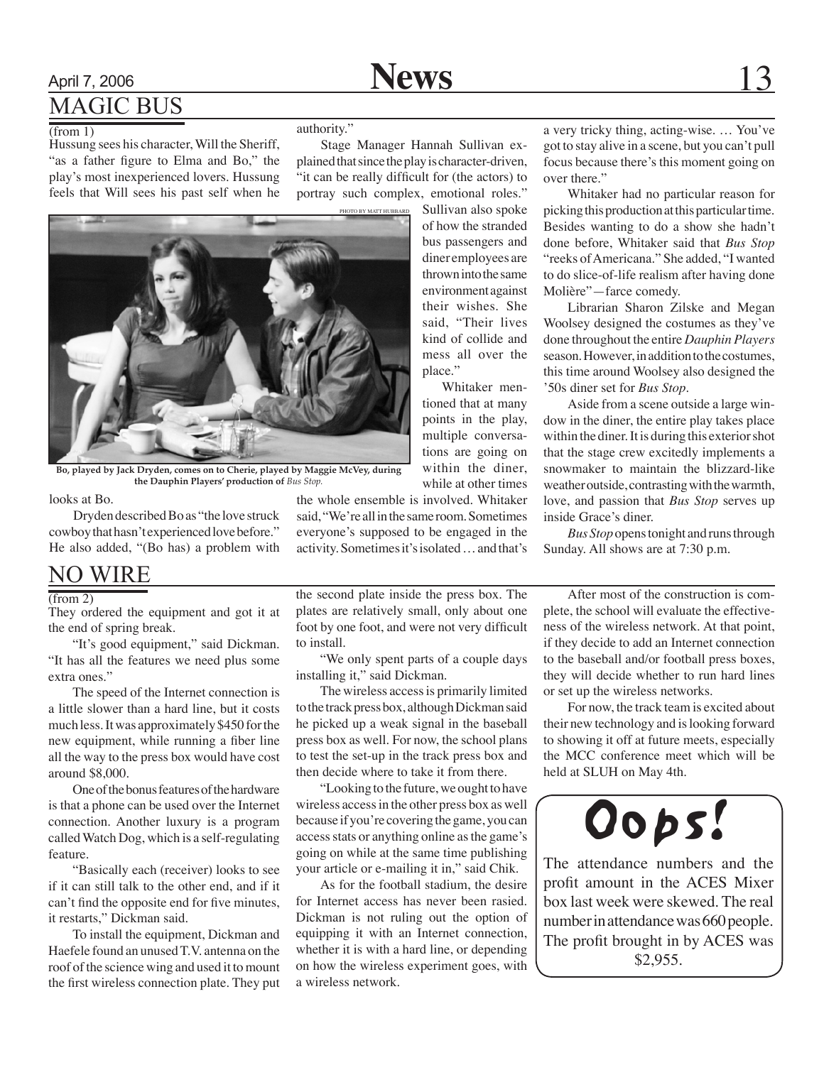## MAGIC BUS

(from 1)

Hussung sees his character, Will the Sheriff, "as a father figure to Elma and Bo," the play's most inexperienced lovers. Hussung feels that Will sees his past self when he looks at Bo.

PHOTO BY MATT HUBBARD

**Bo, played by Jack Dryden, comes on to Cherie, played by Maggie McVey, during the Dauphin Players' production of** ***Bus Stop.***

Dryden described Bo as "the love struck cowboy that hasn't experienced love before." He also added, "(Bo has) a problem with authority."

Stage Manager Hannah Sullivan explained that since the play is character-driven, "it can be really difficult for (the actors) to portray such complex, emotional roles." Sullivan also spoke of how the stranded bus passengers and diner employees are thrown into the same environment against their wishes. She said, "Their lives kind of collide and mess all over the place."

Whitaker mentioned that at many points in the play, multiple conversations are going on within the diner, while at other times the whole ensemble is involved. Whitaker said, "We're all in the same room. Sometimes everyone's supposed to be engaged in the activity. Sometimes it's isolated … and that's a very tricky thing, acting-wise. … You've got to stay alive in a scene, but you can't pull focus because there's this moment going on over there."

Whitaker had no particular reason for picking this production at this particular time. Besides wanting to do a show she hadn't done before, Whitaker said that *Bus Stop* "reeks of Americana." She added, "I wanted to do slice-of-life realism after having done Molière"—farce comedy.

Librarian Sharon Zilske and Megan Woolsey designed the costumes as they've done throughout the entire *Dauphin Players* season. However, in addition to the costumes, this time around Woolsey also designed the '50s diner set for *Bus Stop*.

Aside from a scene outside a large window in the diner, the entire play takes place within the diner. It is during this exterior shot that the stage crew excitedly implements a snowmaker to maintain the blizzard-like weather outside, contrasting with the warmth, love, and passion that *Bus Stop* serves up inside Grace's diner.

*Bus Stop* opens tonight and runs through Sunday. All shows are at 7:30 p.m.

## NO WIRE

(from 2)

They ordered the equipment and got it at the end of spring break.

"It's good equipment," said Dickman. "It has all the features we need plus some extra ones."

The speed of the Internet connection is a little slower than a hard line, but it costs much less. It was approximately $450 for the new equipment, while running a fiber line all the way to the press box would have cost around $8,000.

One of the bonus features of the hardware is that a phone can be used over the Internet connection. Another luxury is a program called Watch Dog, which is a self-regulating feature.

"Basically each (receiver) looks to see if it can still talk to the other end, and if it can't find the opposite end for five minutes, it restarts," Dickman said.

To install the equipment, Dickman and Haefele found an unused T.V. antenna on the roof of the science wing and used it to mount the first wireless connection plate. They put the second plate inside the press box. The plates are relatively small, only about one foot by one foot, and were not very difficult to install.

"We only spent parts of a couple days installing it," said Dickman.

The wireless access is primarily limited to the track press box, although Dickman said he picked up a weak signal in the baseball press box as well. For now, the school plans to test the set-up in the track press box and then decide where to take it from there.

"Looking to the future, we ought to have wireless access in the other press box as well because if you're covering the game, you can access stats or anything online as the game's going on while at the same time publishing your article or e-mailing it in," said Chik.

As for the football stadium, the desire for Internet access has never been rasied. Dickman is not ruling out the option of equipping it with an Internet connection, whether it is with a hard line, or depending on how the wireless experiment goes, with a wireless network.

After most of the construction is complete, the school will evaluate the effectiveness of the wireless network. At that point, if they decide to add an Internet connection to the baseball and/or football press boxes, they will decide whether to run hard lines or set up the wireless networks.

For now, the track team is excited about their new technology and is looking forward to showing it off at future meets, especially the MCC conference meet which will be held at SLUH on May 4th.

## Oops!

The attendance numbers and the profit amount in the ACES Mixer box last week were skewed. The real number in attendance was 660 people. The profit brought in by ACES was $2,955.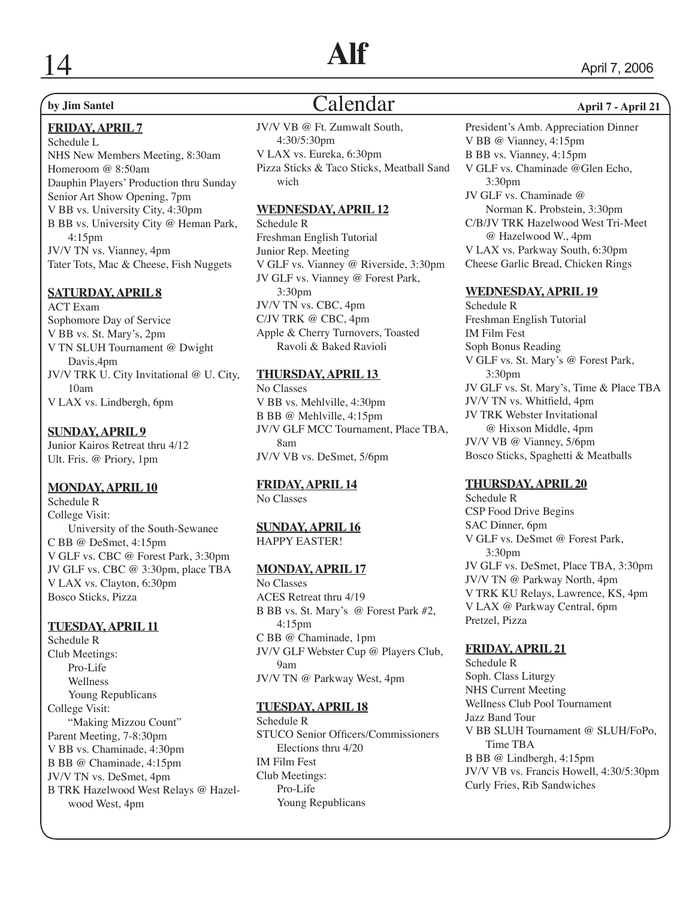# Calendar

**by Jim Santel**

**April 7 - April 21**

### FRIDAY, APRIL 7

Schedule L
NHS New Members Meeting, 8:30am
Homeroom @ 8:50am
Dauphin Players' Production thru Sunday
Senior Art Show Opening, 7pm
V BB vs. University City, 4:30pm
B BB vs. University City @ Heman Park, 4:15pm
JV/V TN vs. Vianney, 4pm
Tater Tots, Mac & Cheese, Fish Nuggets

### SATURDAY, APRIL 8

ACT Exam
Sophomore Day of Service
V BB vs. St. Mary's, 2pm
V TN SLUH Tournament @ Dwight Davis,4pm
JV/V TRK U. City Invitational @ U. City, 10am
V LAX vs. Lindbergh, 6pm

### SUNDAY, APRIL 9

Junior Kairos Retreat thru 4/12
Ult. Fris. @ Priory, 1pm

### MONDAY, APRIL 10

Schedule R
College Visit:
University of the South-Sewanee
C BB @ DeSmet, 4:15pm
V GLF vs. CBC @ Forest Park, 3:30pm
JV GLF vs. CBC @ 3:30pm, place TBA
V LAX vs. Clayton, 6:30pm
Bosco Sticks, Pizza

### TUESDAY, APRIL 11

Schedule R
Club Meetings:
Pro-Life
Wellness
Young Republicans
College Visit:
"Making Mizzou Count"
Parent Meeting, 7-8:30pm
V BB vs. Chaminade, 4:30pm
B BB @ Chaminade, 4:15pm
JV/V TN vs. DeSmet, 4pm
B TRK Hazelwood West Relays @ Hazelwood West, 4pm
JV/V VB @ Ft. Zumwalt South, 4:30/5:30pm
V LAX vs. Eureka, 6:30pm
Pizza Sticks & Taco Sticks, Meatball Sandwich

### WEDNESDAY, APRIL 12

Schedule R
Freshman English Tutorial
Junior Rep. Meeting
V GLF vs. Vianney @ Riverside, 3:30pm
JV GLF vs. Vianney @ Forest Park, 3:30pm
JV/V TN vs. CBC, 4pm
C/JV TRK @ CBC, 4pm
Apple & Cherry Turnovers, Toasted Ravoli & Baked Ravioli

### THURSDAY, APRIL 13

No Classes
V BB vs. Mehlville, 4:30pm
B BB @ Mehlville, 4:15pm
JV/V GLF MCC Tournament, Place TBA, 8am
JV/V VB vs. DeSmet, 5/6pm

### FRIDAY, APRIL 14

No Classes

### SUNDAY, APRIL 16

HAPPY EASTER!

### MONDAY, APRIL 17

No Classes
ACES Retreat thru 4/19
B BB vs. St. Mary's @ Forest Park #2, 4:15pm
C BB @ Chaminade, 1pm
JV/V GLF Webster Cup @ Players Club, 9am
JV/V TN @ Parkway West, 4pm

### TUESDAY, APRIL 18

Schedule R
STUCO Senior Officers/Commissioners Elections thru 4/20
IM Film Fest
Club Meetings:
Pro-Life
Young Republicans
President's Amb. Appreciation Dinner
V BB @ Vianney, 4:15pm
B BB vs. Vianney, 4:15pm
V GLF vs. Chaminade @Glen Echo, 3:30pm
JV GLF vs. Chaminade @ Norman K. Probstein, 3:30pm
C/B/JV TRK Hazelwood West Tri-Meet @ Hazelwood W., 4pm
V LAX vs. Parkway South, 6:30pm
Cheese Garlic Bread, Chicken Rings

### WEDNESDAY, APRIL 19

Schedule R
Freshman English Tutorial
IM Film Fest
Soph Bonus Reading
V GLF vs. St. Mary's @ Forest Park, 3:30pm
JV GLF vs. St. Mary's, Time & Place TBA
JV/V TN vs. Whitfield, 4pm
JV TRK Webster Invitational @ Hixson Middle, 4pm
JV/V VB @ Vianney, 5/6pm
Bosco Sticks, Spaghetti & Meatballs

### THURSDAY, APRIL 20

Schedule R
CSP Food Drive Begins
SAC Dinner, 6pm
V GLF vs. DeSmet @ Forest Park, 3:30pm
JV GLF vs. DeSmet, Place TBA, 3:30pm
JV/V TN @ Parkway North, 4pm
V TRK KU Relays, Lawrence, KS, 4pm
V LAX @ Parkway Central, 6pm
Pretzel, Pizza

### FRIDAY, APRIL 21

Schedule R
Soph. Class Liturgy
NHS Current Meeting
Wellness Club Pool Tournament
Jazz Band Tour
V BB SLUH Tournament @ SLUH/FoPo, Time TBA
B BB @ Lindbergh, 4:15pm
JV/V VB vs. Francis Howell, 4:30/5:30pm
Curly Fries, Rib Sandwiches